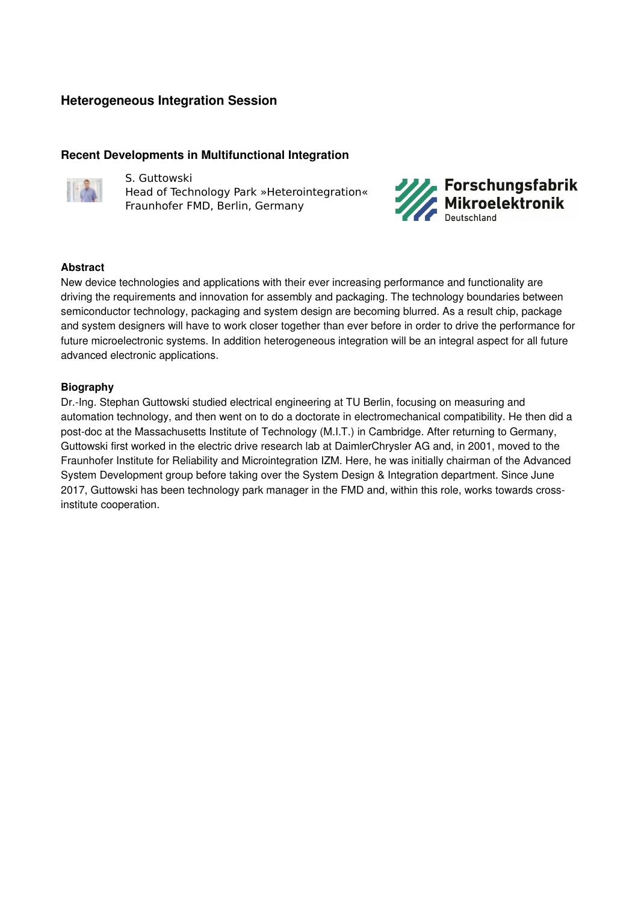## Heterogeneous Integration Session

### Recent Developments in Multifunctional Integration

S. Guttowski
Head of Technology Park »Heterointegration«
Fraunhofer FMD, Berlin, Germany

Forschungsfabrik Mikroelektronik Deutschland

**Abstract**

New device technologies and applications with their ever increasing performance and functionality are driving the requirements and innovation for assembly and packaging. The technology boundaries between semiconductor technology, packaging and system design are becoming blurred. As a result chip, package and system designers will have to work closer together than ever before in order to drive the performance for future microelectronic systems. In addition heterogeneous integration will be an integral aspect for all future advanced electronic applications.

**Biography**

Dr.-Ing. Stephan Guttowski studied electrical engineering at TU Berlin, focusing on measuring and automation technology, and then went on to do a doctorate in electromechanical compatibility. He then did a post-doc at the Massachusetts Institute of Technology (M.I.T.) in Cambridge. After returning to Germany, Guttowski first worked in the electric drive research lab at DaimlerChrysler AG and, in 2001, moved to the Fraunhofer Institute for Reliability and Microintegration IZM. Here, he was initially chairman of the Advanced System Development group before taking over the System Design & Integration department. Since June 2017, Guttowski has been technology park manager in the FMD and, within this role, works towards cross-institute cooperation.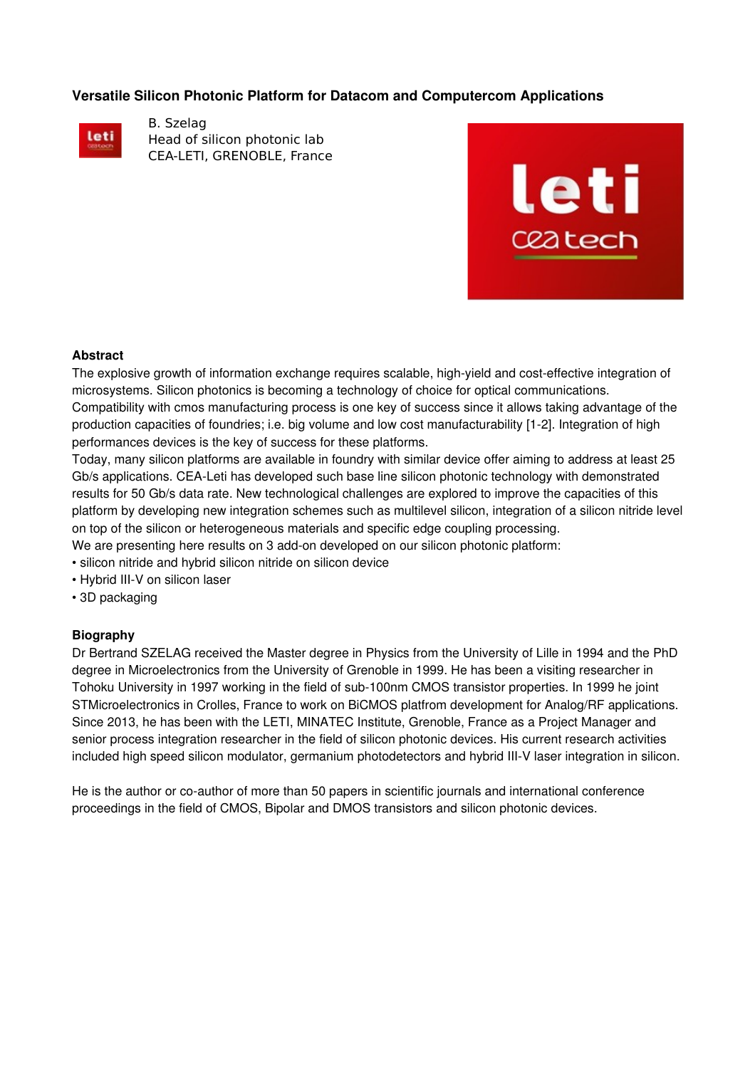## Versatile Silicon Photonic Platform for Datacom and Computercom Applications

B. Szelag
Head of silicon photonic lab
CEA-LETI, GRENOBLE, France

### Abstract

The explosive growth of information exchange requires scalable, high-yield and cost-effective integration of microsystems. Silicon photonics is becoming a technology of choice for optical communications. Compatibility with cmos manufacturing process is one key of success since it allows taking advantage of the production capacities of foundries; i.e. big volume and low cost manufacturability [1-2]. Integration of high performances devices is the key of success for these platforms.
Today, many silicon platforms are available in foundry with similar device offer aiming to address at least 25 Gb/s applications. CEA-Leti has developed such base line silicon photonic technology with demonstrated results for 50 Gb/s data rate. New technological challenges are explored to improve the capacities of this platform by developing new integration schemes such as multilevel silicon, integration of a silicon nitride level on top of the silicon or heterogeneous materials and specific edge coupling processing.
We are presenting here results on 3 add-on developed on our silicon photonic platform:

- silicon nitride and hybrid silicon nitride on silicon device
- Hybrid III-V on silicon laser
- 3D packaging

### Biography

Dr Bertrand SZELAG received the Master degree in Physics from the University of Lille in 1994 and the PhD degree in Microelectronics from the University of Grenoble in 1999. He has been a visiting researcher in Tohoku University in 1997 working in the field of sub-100nm CMOS transistor properties. In 1999 he joint STMicroelectronics in Crolles, France to work on BiCMOS platfrom development for Analog/RF applications. Since 2013, he has been with the LETI, MINATEC Institute, Grenoble, France as a Project Manager and senior process integration researcher in the field of silicon photonic devices. His current research activities included high speed silicon modulator, germanium photodetectors and hybrid III-V laser integration in silicon.

He is the author or co-author of more than 50 papers in scientific journals and international conference proceedings in the field of CMOS, Bipolar and DMOS transistors and silicon photonic devices.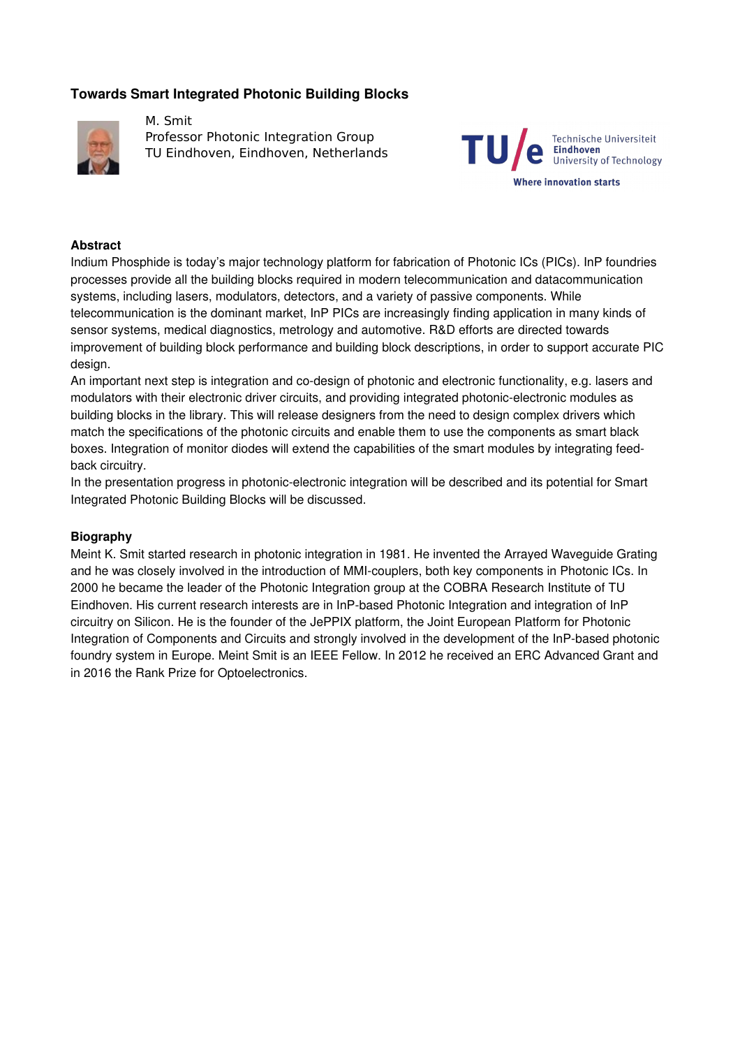## Towards Smart Integrated Photonic Building Blocks

M. Smit
Professor Photonic Integration Group
TU Eindhoven, Eindhoven, Netherlands

### Abstract

Indium Phosphide is today's major technology platform for fabrication of Photonic ICs (PICs). InP foundries processes provide all the building blocks required in modern telecommunication and datacommunication systems, including lasers, modulators, detectors, and a variety of passive components. While telecommunication is the dominant market, InP PICs are increasingly finding application in many kinds of sensor systems, medical diagnostics, metrology and automotive. R&D efforts are directed towards improvement of building block performance and building block descriptions, in order to support accurate PIC design.

An important next step is integration and co-design of photonic and electronic functionality, e.g. lasers and modulators with their electronic driver circuits, and providing integrated photonic-electronic modules as building blocks in the library. This will release designers from the need to design complex drivers which match the specifications of the photonic circuits and enable them to use the components as smart black boxes. Integration of monitor diodes will extend the capabilities of the smart modules by integrating feed-back circuitry.

In the presentation progress in photonic-electronic integration will be described and its potential for Smart Integrated Photonic Building Blocks will be discussed.

### Biography

Meint K. Smit started research in photonic integration in 1981. He invented the Arrayed Waveguide Grating and he was closely involved in the introduction of MMI-couplers, both key components in Photonic ICs. In 2000 he became the leader of the Photonic Integration group at the COBRA Research Institute of TU Eindhoven. His current research interests are in InP-based Photonic Integration and integration of InP circuitry on Silicon. He is the founder of the JePPIX platform, the Joint European Platform for Photonic Integration of Components and Circuits and strongly involved in the development of the InP-based photonic foundry system in Europe. Meint Smit is an IEEE Fellow. In 2012 he received an ERC Advanced Grant and in 2016 the Rank Prize for Optoelectronics.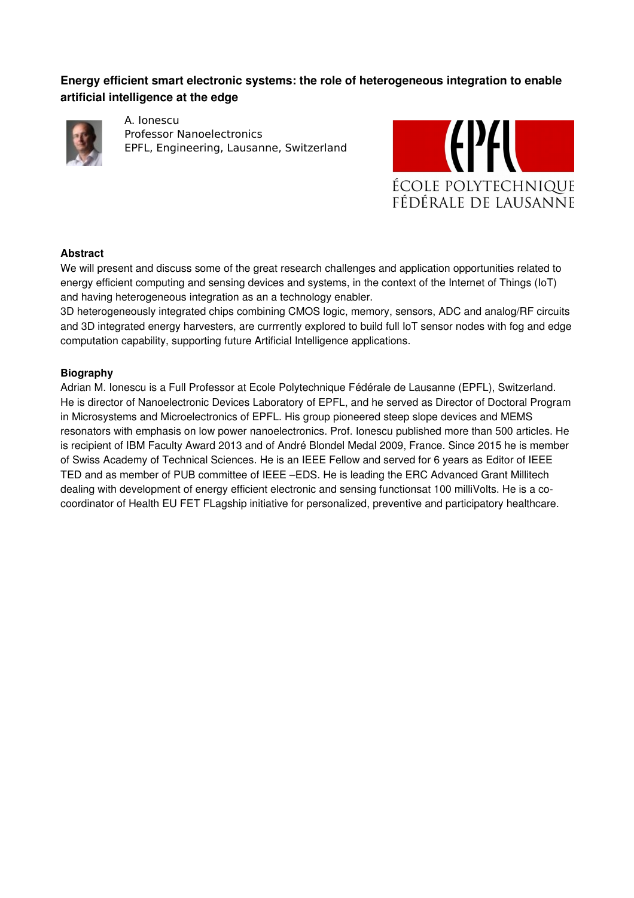**Energy efficient smart electronic systems: the role of heterogeneous integration to enable artificial intelligence at the edge**

A. Ionescu
Professor Nanoelectronics
EPFL, Engineering, Lausanne, Switzerland

ÉCOLE POLYTECHNIQUE FÉDÉRALE DE LAUSANNE

**Abstract**

We will present and discuss some of the great research challenges and application opportunities related to energy efficient computing and sensing devices and systems, in the context of the Internet of Things (IoT) and having heterogeneous integration as an a technology enabler.
3D heterogeneously integrated chips combining CMOS logic, memory, sensors, ADC and analog/RF circuits and 3D integrated energy harvesters, are currrently explored to build full IoT sensor nodes with fog and edge computation capability, supporting future Artificial Intelligence applications.

**Biography**

Adrian M. Ionescu is a Full Professor at Ecole Polytechnique Fédérale de Lausanne (EPFL), Switzerland. He is director of Nanoelectronic Devices Laboratory of EPFL, and he served as Director of Doctoral Program in Microsystems and Microelectronics of EPFL. His group pioneered steep slope devices and MEMS resonators with emphasis on low power nanoelectronics. Prof. Ionescu published more than 500 articles. He is recipient of IBM Faculty Award 2013 and of André Blondel Medal 2009, France. Since 2015 he is member of Swiss Academy of Technical Sciences. He is an IEEE Fellow and served for 6 years as Editor of IEEE TED and as member of PUB committee of IEEE –EDS. He is leading the ERC Advanced Grant Millitech dealing with development of energy efficient electronic and sensing functionsat 100 milliVolts. He is a co-coordinator of Health EU FET FLagship initiative for personalized, preventive and participatory healthcare.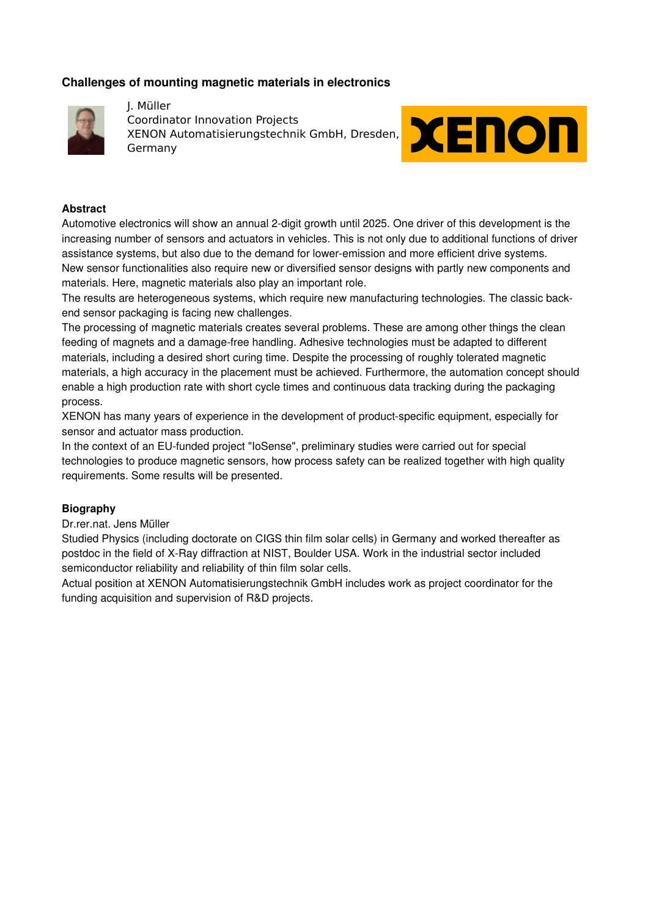## Challenges of mounting magnetic materials in electronics

J. Müller
Coordinator Innovation Projects
XENON Automatisierungstechnik GmbH, Dresden, Germany

### Abstract

Automotive electronics will show an annual 2-digit growth until 2025. One driver of this development is the increasing number of sensors and actuators in vehicles. This is not only due to additional functions of driver assistance systems, but also due to the demand for lower-emission and more efficient drive systems.
New sensor functionalities also require new or diversified sensor designs with partly new components and materials. Here, magnetic materials also play an important role.
The results are heterogeneous systems, which require new manufacturing technologies. The classic back-end sensor packaging is facing new challenges.
The processing of magnetic materials creates several problems. These are among other things the clean feeding of magnets and a damage-free handling. Adhesive technologies must be adapted to different materials, including a desired short curing time. Despite the processing of roughly tolerated magnetic materials, a high accuracy in the placement must be achieved. Furthermore, the automation concept should enable a high production rate with short cycle times and continuous data tracking during the packaging process.
XENON has many years of experience in the development of product-specific equipment, especially for sensor and actuator mass production.
In the context of an EU-funded project "IoSense", preliminary studies were carried out for special technologies to produce magnetic sensors, how process safety can be realized together with high quality requirements. Some results will be presented.

### Biography

Dr.rer.nat. Jens Müller
Studied Physics (including doctorate on CIGS thin film solar cells) in Germany and worked thereafter as postdoc in the field of X-Ray diffraction at NIST, Boulder USA. Work in the industrial sector included semiconductor reliability and reliability of thin film solar cells.
Actual position at XENON Automatisierungstechnik GmbH includes work as project coordinator for the funding acquisition and supervision of R&D projects.